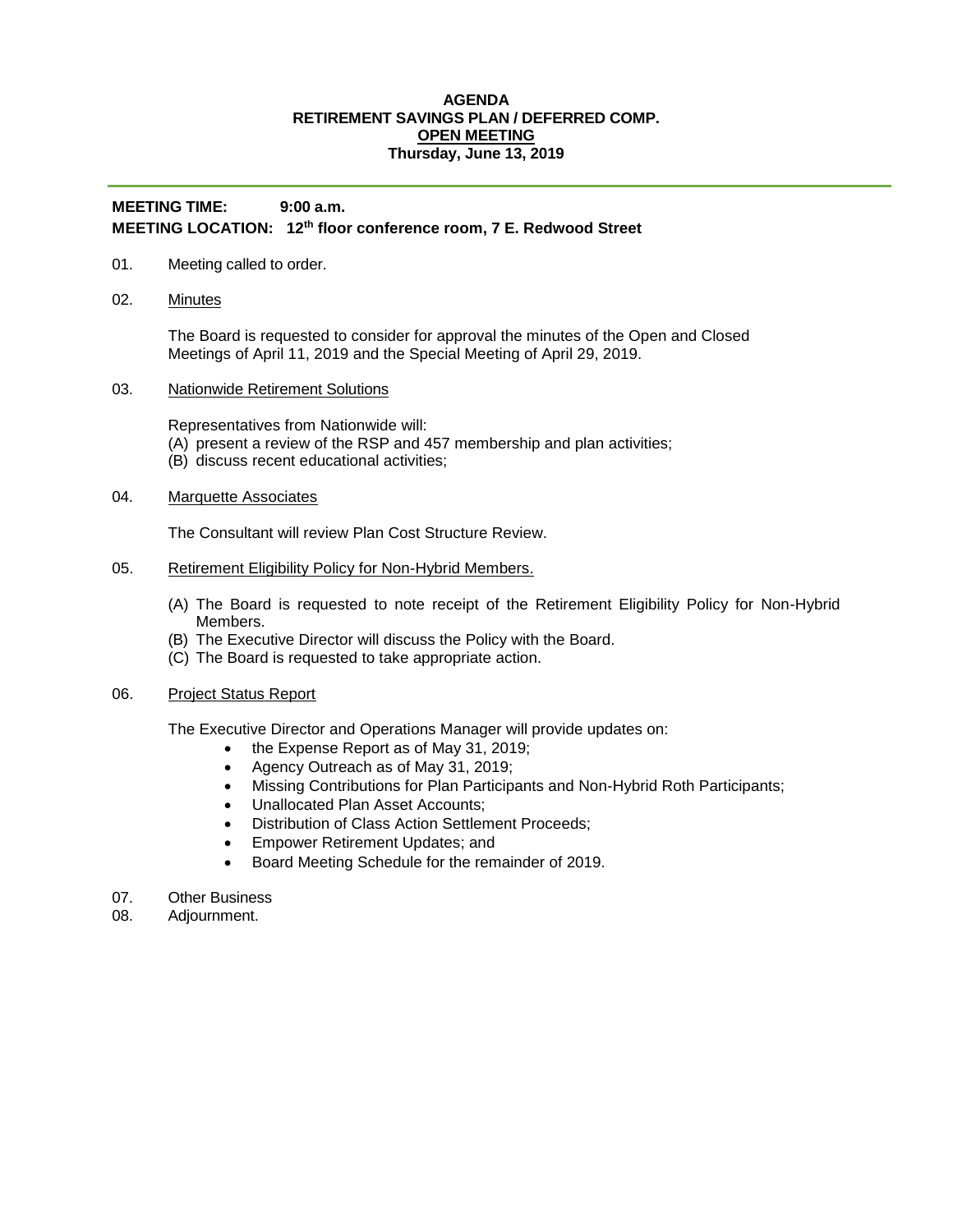**AGENDA**
**RETIREMENT SAVINGS PLAN / DEFERRED COMP.**
**OPEN MEETING**
**Thursday, June 13, 2019**

---

**MEETING TIME:** **9:00 a.m.**
**MEETING LOCATION:** **12th floor conference room, 7 E. Redwood Street**

01. Meeting called to order.

02. Minutes

    The Board is requested to consider for approval the minutes of the Open and Closed Meetings of April 11, 2019 and the Special Meeting of April 29, 2019.

03. Nationwide Retirement Solutions

    Representatives from Nationwide will:
    (A) present a review of the RSP and 457 membership and plan activities;
    (B) discuss recent educational activities;

04. Marquette Associates

    The Consultant will review Plan Cost Structure Review.

05. Retirement Eligibility Policy for Non-Hybrid Members.

    (A) The Board is requested to note receipt of the Retirement Eligibility Policy for Non-Hybrid Members.
    (B) The Executive Director will discuss the Policy with the Board.
    (C) The Board is requested to take appropriate action.

06. Project Status Report

    The Executive Director and Operations Manager will provide updates on:
    - the Expense Report as of May 31, 2019;
    - Agency Outreach as of May 31, 2019;
    - Missing Contributions for Plan Participants and Non-Hybrid Roth Participants;
    - Unallocated Plan Asset Accounts;
    - Distribution of Class Action Settlement Proceeds;
    - Empower Retirement Updates; and
    - Board Meeting Schedule for the remainder of 2019.

07. Other Business
08. Adjournment.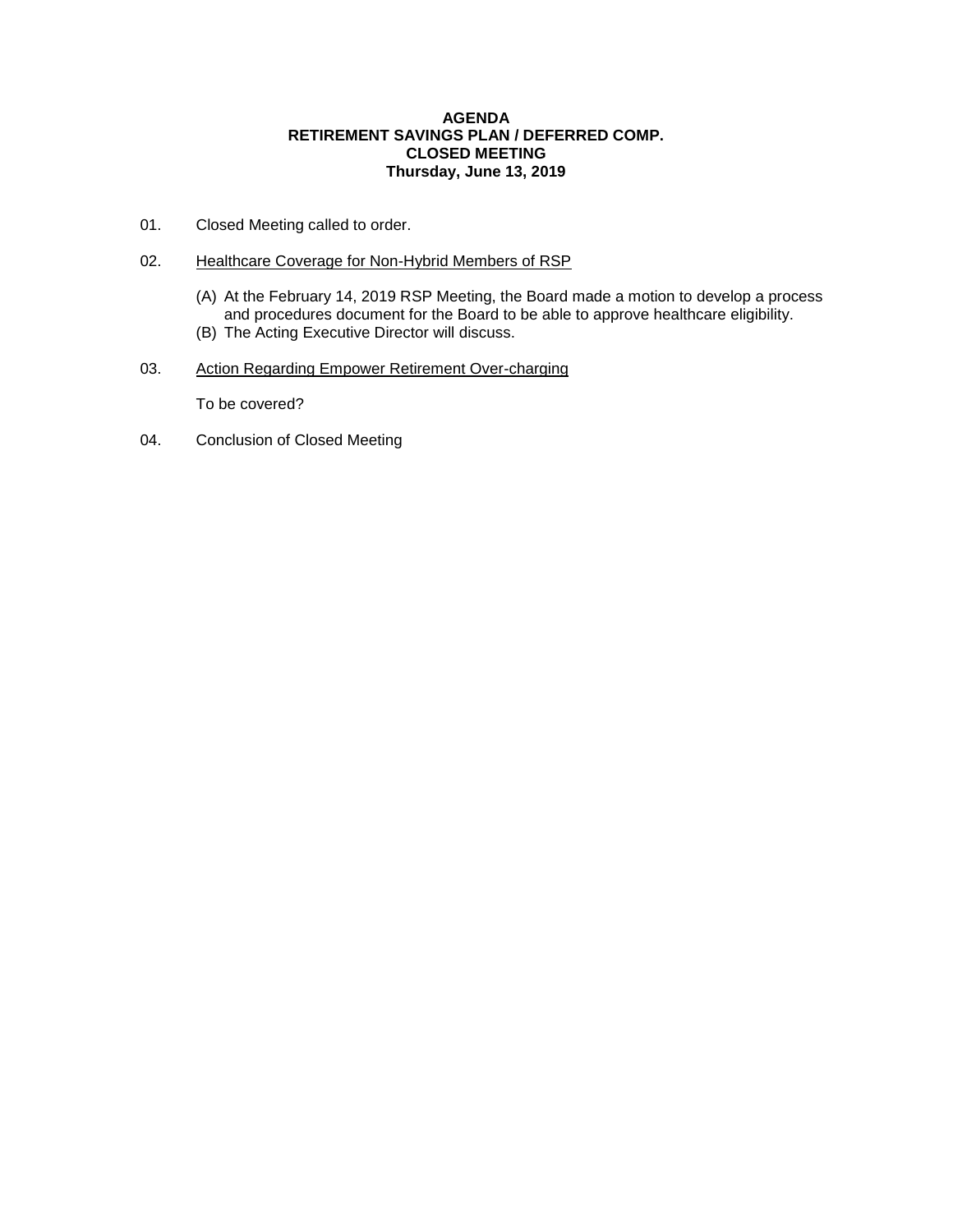**AGENDA**
**RETIREMENT SAVINGS PLAN / DEFERRED COMP.**
**CLOSED MEETING**
**Thursday, June 13, 2019**

01. Closed Meeting called to order.

02. <u>Healthcare Coverage for Non-Hybrid Members of RSP</u>

    (A) At the February 14, 2019 RSP Meeting, the Board made a motion to develop a process and procedures document for the Board to be able to approve healthcare eligibility.
    (B) The Acting Executive Director will discuss.

03. <u>Action Regarding Empower Retirement Over-charging</u>

    To be covered?

04. Conclusion of Closed Meeting